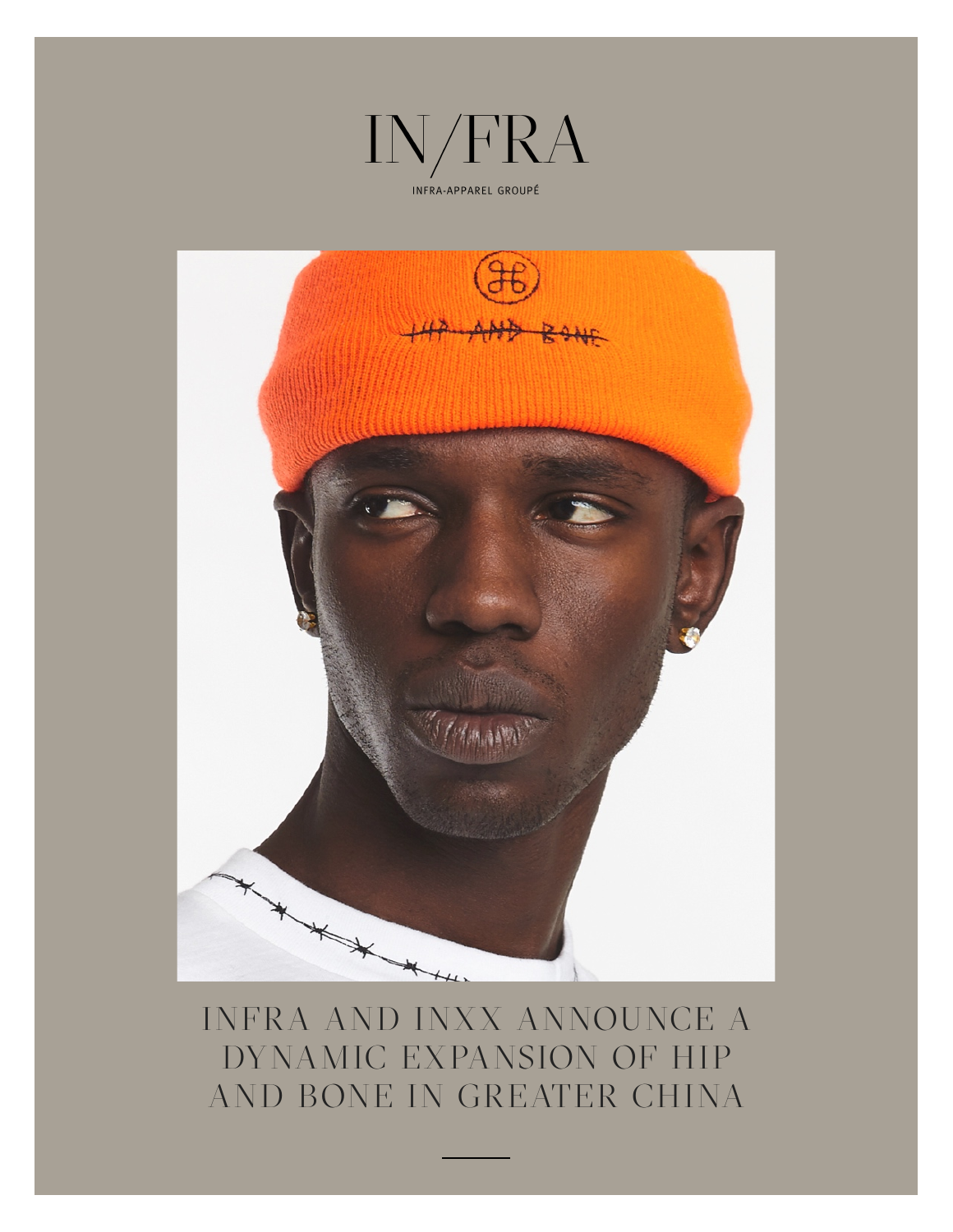# IN/FRA

INFRA-APPAREL GROUPÉ

# INFRA AND INXX ANNOUNCE A DYNAMIC EXPANSION OF HIP AND BONE IN GREATER CHINA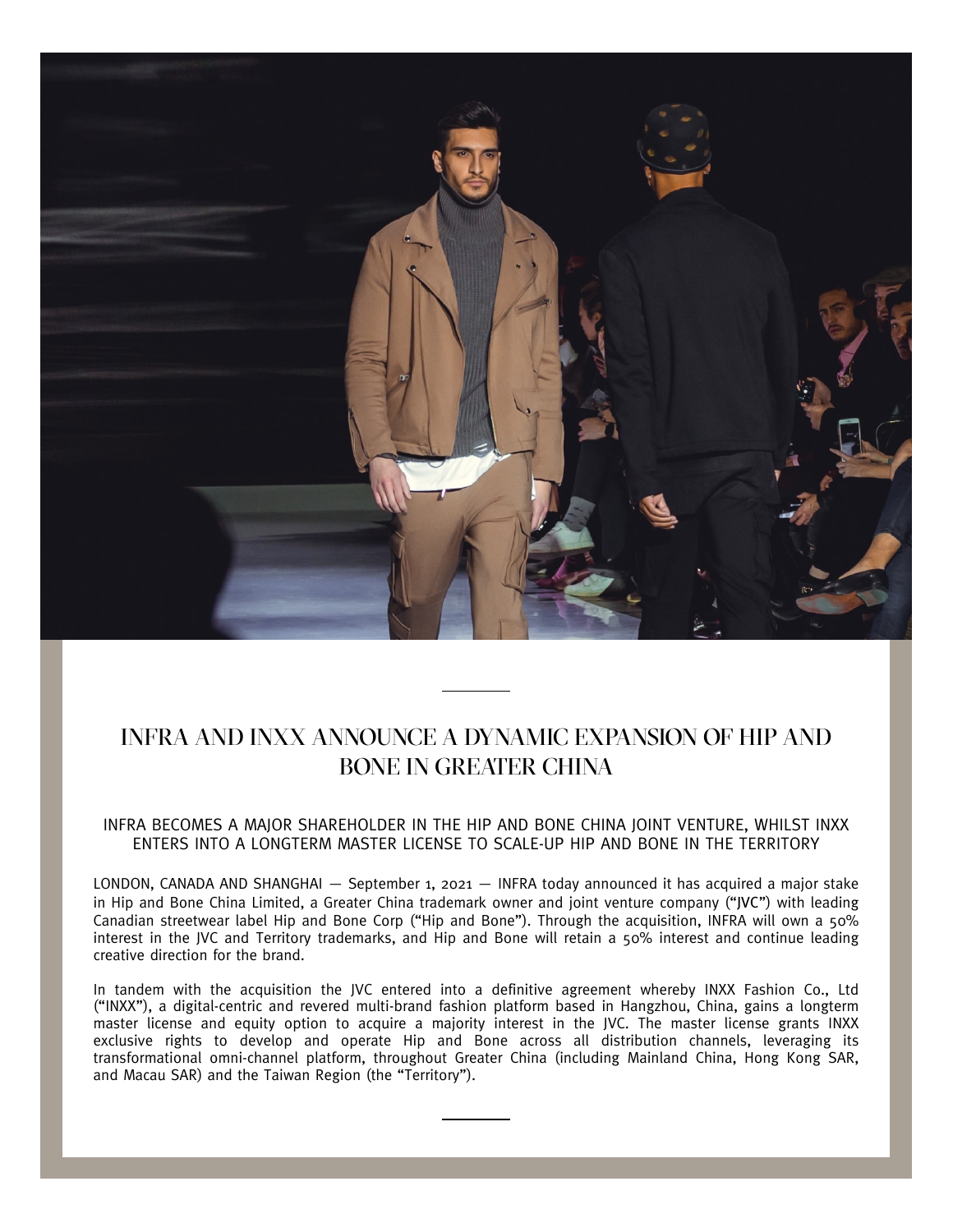# INFRA AND INXX ANNOUNCE A DYNAMIC EXPANSION OF HIP AND BONE IN GREATER CHINA

## INFRA BECOMES A MAJOR SHAREHOLDER IN THE HIP AND BONE CHINA JOINT VENTURE, WHILST INXX ENTERS INTO A LONGTERM MASTER LICENSE TO SCALE-UP HIP AND BONE IN THE TERRITORY

LONDON, CANADA AND SHANGHAI — September 1, 2021 — INFRA today announced it has acquired a major stake in Hip and Bone China Limited, a Greater China trademark owner and joint venture company ("JVC") with leading Canadian streetwear label Hip and Bone Corp ("Hip and Bone"). Through the acquisition, INFRA will own a 50% interest in the JVC and Territory trademarks, and Hip and Bone will retain a 50% interest and continue leading creative direction for the brand.

In tandem with the acquisition the JVC entered into a definitive agreement whereby INXX Fashion Co., Ltd ("INXX"), a digital-centric and revered multi-brand fashion platform based in Hangzhou, China, gains a longterm master license and equity option to acquire a majority interest in the JVC. The master license grants INXX exclusive rights to develop and operate Hip and Bone across all distribution channels, leveraging its transformational omni-channel platform, throughout Greater China (including Mainland China, Hong Kong SAR, and Macau SAR) and the Taiwan Region (the "Territory").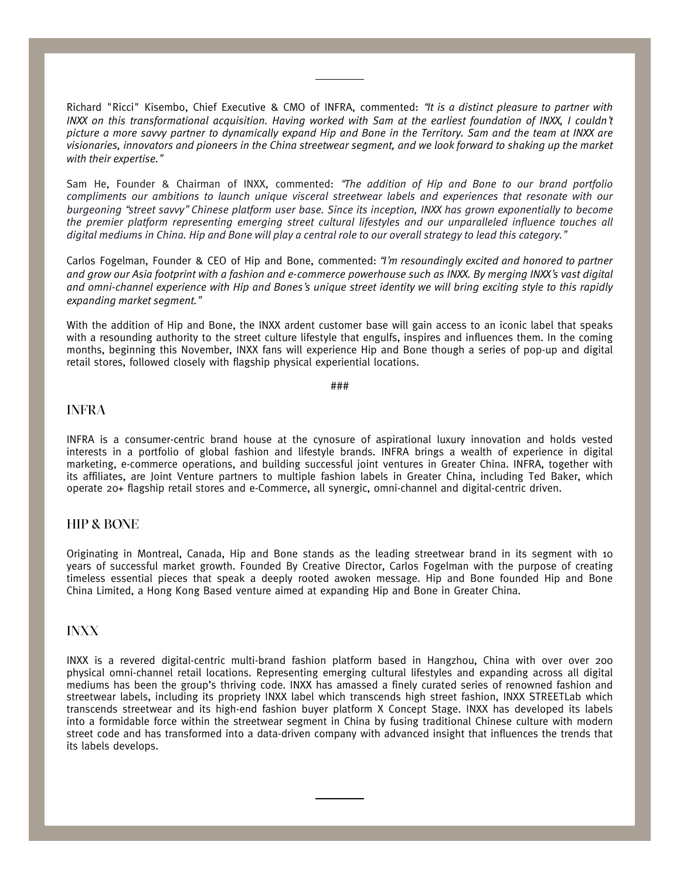Richard "Ricci" Kisembo, Chief Executive & CMO of INFRA, commented: *"It is a distinct pleasure to partner with INXX on this transformational acquisition. Having worked with Sam at the earliest foundation of INXX, I couldn't picture a more savvy partner to dynamically expand Hip and Bone in the Territory. Sam and the team at INXX are visionaries, innovators and pioneers in the China streetwear segment, and we look forward to shaking up the market with their expertise."*

Sam He, Founder & Chairman of INXX, commented: *"The addition of Hip and Bone to our brand portfolio compliments our ambitions to launch unique visceral streetwear labels and experiences that resonate with our burgeoning "street savvy" Chinese platform user base. Since its inception, INXX has grown exponentially to become the premier platform representing emerging street cultural lifestyles and our unparalleled influence touches all digital mediums in China. Hip and Bone will play a central role to our overall strategy to lead this category."*

Carlos Fogelman, Founder & CEO of Hip and Bone, commented: *"I'm resoundingly excited and honored to partner and grow our Asia footprint with a fashion and e-commerce powerhouse such as INXX. By merging INXX's vast digital and omni-channel experience with Hip and Bones's unique street identity we will bring exciting style to this rapidly expanding market segment."*

With the addition of Hip and Bone, the INXX ardent customer base will gain access to an iconic label that speaks with a resounding authority to the street culture lifestyle that engulfs, inspires and influences them. In the coming months, beginning this November, INXX fans will experience Hip and Bone though a series of pop-up and digital retail stores, followed closely with flagship physical experiential locations.

###

## INFRA

INFRA is a consumer-centric brand house at the cynosure of aspirational luxury innovation and holds vested interests in a portfolio of global fashion and lifestyle brands. INFRA brings a wealth of experience in digital marketing, e-commerce operations, and building successful joint ventures in Greater China. INFRA, together with its affiliates, are Joint Venture partners to multiple fashion labels in Greater China, including Ted Baker, which operate 20+ flagship retail stores and e-Commerce, all synergic, omni-channel and digital-centric driven.

## HIP & BONE

Originating in Montreal, Canada, Hip and Bone stands as the leading streetwear brand in its segment with 10 years of successful market growth. Founded By Creative Director, Carlos Fogelman with the purpose of creating timeless essential pieces that speak a deeply rooted awoken message. Hip and Bone founded Hip and Bone China Limited, a Hong Kong Based venture aimed at expanding Hip and Bone in Greater China.

## INXX

INXX is a revered digital-centric multi-brand fashion platform based in Hangzhou, China with over over 200 physical omni-channel retail locations. Representing emerging cultural lifestyles and expanding across all digital mediums has been the group's thriving code. INXX has amassed a finely curated series of renowned fashion and streetwear labels, including its propriety INXX label which transcends high street fashion, INXX STREETLab which transcends streetwear and its high-end fashion buyer platform X Concept Stage. INXX has developed its labels into a formidable force within the streetwear segment in China by fusing traditional Chinese culture with modern street code and has transformed into a data-driven company with advanced insight that influences the trends that its labels develops.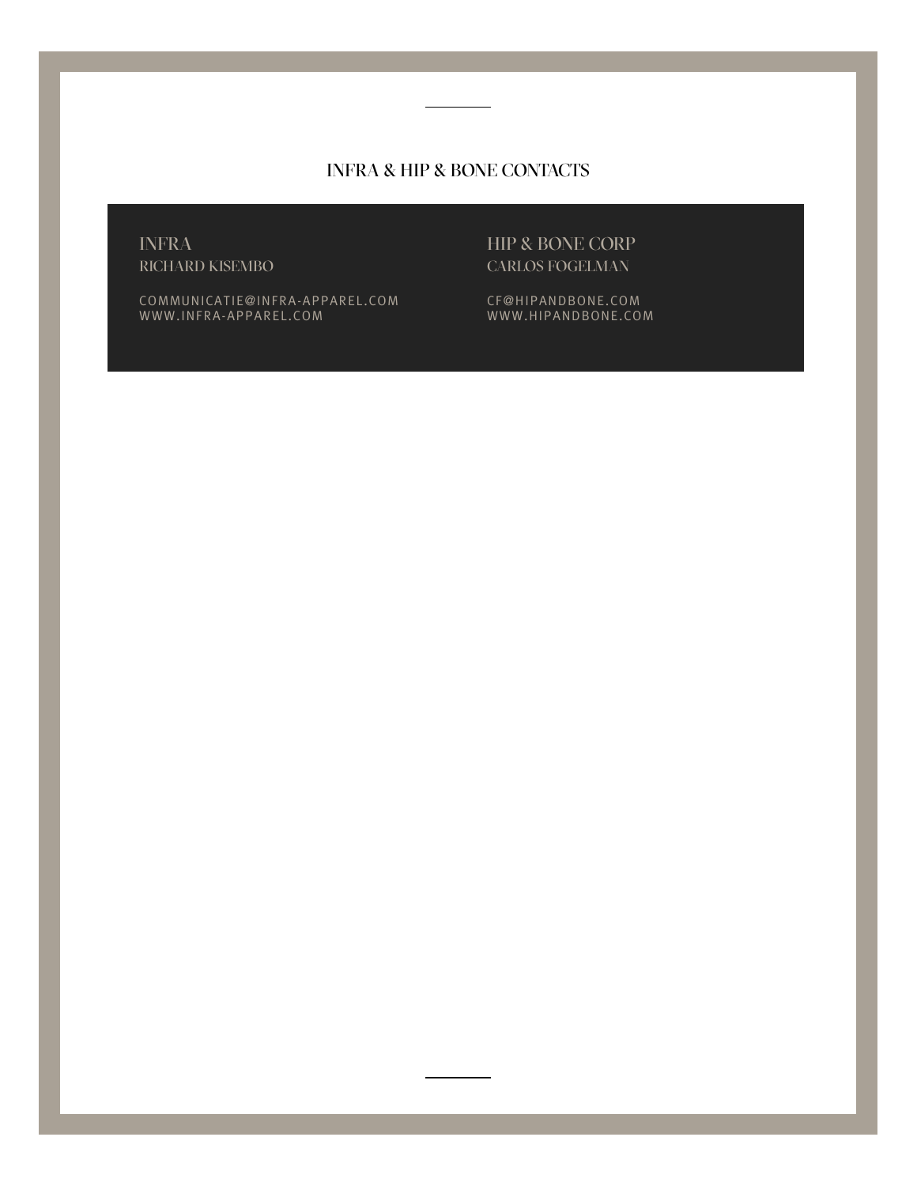## INFRA & HIP & BONE CONTACTS

### INFRA

RICHARD KISEMBO

COMMUNICATIE@INFRA-APPAREL.COM
WWW.INFRA-APPAREL.COM

### HIP & BONE CORP

CARLOS FOGELMAN

CF@HIPANDBONE.COM
WWW.HIPANDBONE.COM